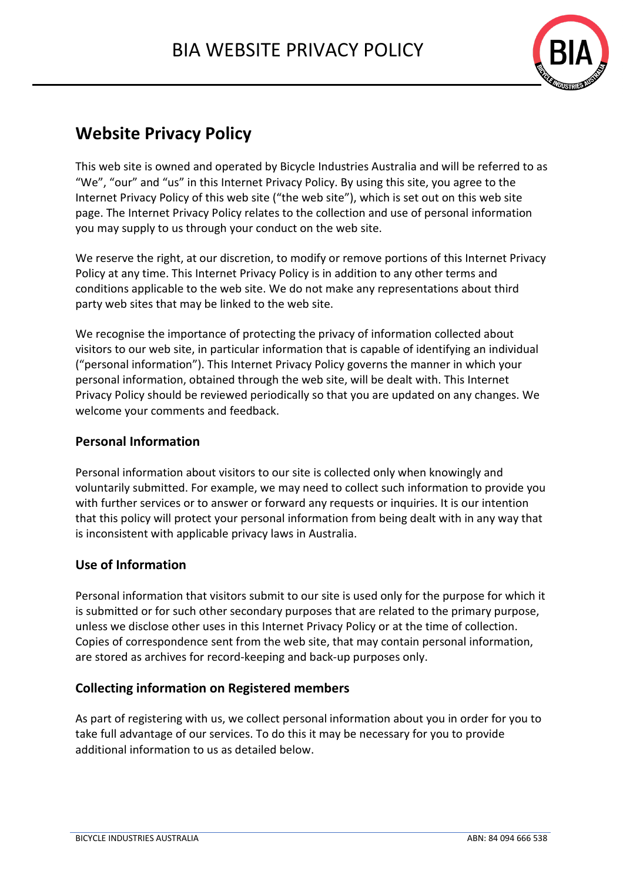# BIA WEBSITE PRIVACY POLICY

## Website Privacy Policy

This web site is owned and operated by Bicycle Industries Australia and will be referred to as "We", "our" and "us" in this Internet Privacy Policy. By using this site, you agree to the Internet Privacy Policy of this web site ("the web site"), which is set out on this web site page. The Internet Privacy Policy relates to the collection and use of personal information you may supply to us through your conduct on the web site.

We reserve the right, at our discretion, to modify or remove portions of this Internet Privacy Policy at any time. This Internet Privacy Policy is in addition to any other terms and conditions applicable to the web site. We do not make any representations about third party web sites that may be linked to the web site.

We recognise the importance of protecting the privacy of information collected about visitors to our web site, in particular information that is capable of identifying an individual ("personal information"). This Internet Privacy Policy governs the manner in which your personal information, obtained through the web site, will be dealt with. This Internet Privacy Policy should be reviewed periodically so that you are updated on any changes. We welcome your comments and feedback.

### Personal Information

Personal information about visitors to our site is collected only when knowingly and voluntarily submitted. For example, we may need to collect such information to provide you with further services or to answer or forward any requests or inquiries. It is our intention that this policy will protect your personal information from being dealt with in any way that is inconsistent with applicable privacy laws in Australia.

### Use of Information

Personal information that visitors submit to our site is used only for the purpose for which it is submitted or for such other secondary purposes that are related to the primary purpose, unless we disclose other uses in this Internet Privacy Policy or at the time of collection. Copies of correspondence sent from the web site, that may contain personal information, are stored as archives for record-keeping and back-up purposes only.

### Collecting information on Registered members

As part of registering with us, we collect personal information about you in order for you to take full advantage of our services. To do this it may be necessary for you to provide additional information to us as detailed below.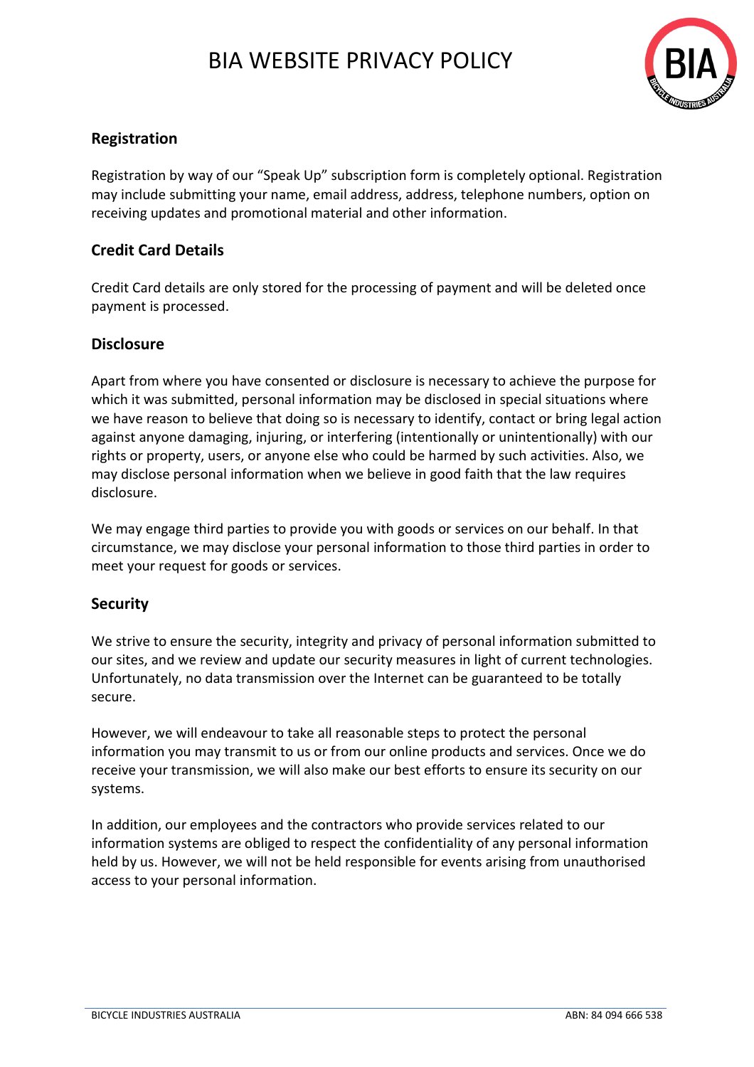## Registration

Registration by way of our "Speak Up" subscription form is completely optional. Registration may include submitting your name, email address, address, telephone numbers, option on receiving updates and promotional material and other information.

## Credit Card Details

Credit Card details are only stored for the processing of payment and will be deleted once payment is processed.

## Disclosure

Apart from where you have consented or disclosure is necessary to achieve the purpose for which it was submitted, personal information may be disclosed in special situations where we have reason to believe that doing so is necessary to identify, contact or bring legal action against anyone damaging, injuring, or interfering (intentionally or unintentionally) with our rights or property, users, or anyone else who could be harmed by such activities. Also, we may disclose personal information when we believe in good faith that the law requires disclosure.

We may engage third parties to provide you with goods or services on our behalf. In that circumstance, we may disclose your personal information to those third parties in order to meet your request for goods or services.

## Security

We strive to ensure the security, integrity and privacy of personal information submitted to our sites, and we review and update our security measures in light of current technologies. Unfortunately, no data transmission over the Internet can be guaranteed to be totally secure.

However, we will endeavour to take all reasonable steps to protect the personal information you may transmit to us or from our online products and services. Once we do receive your transmission, we will also make our best efforts to ensure its security on our systems.

In addition, our employees and the contractors who provide services related to our information systems are obliged to respect the confidentiality of any personal information held by us. However, we will not be held responsible for events arising from unauthorised access to your personal information.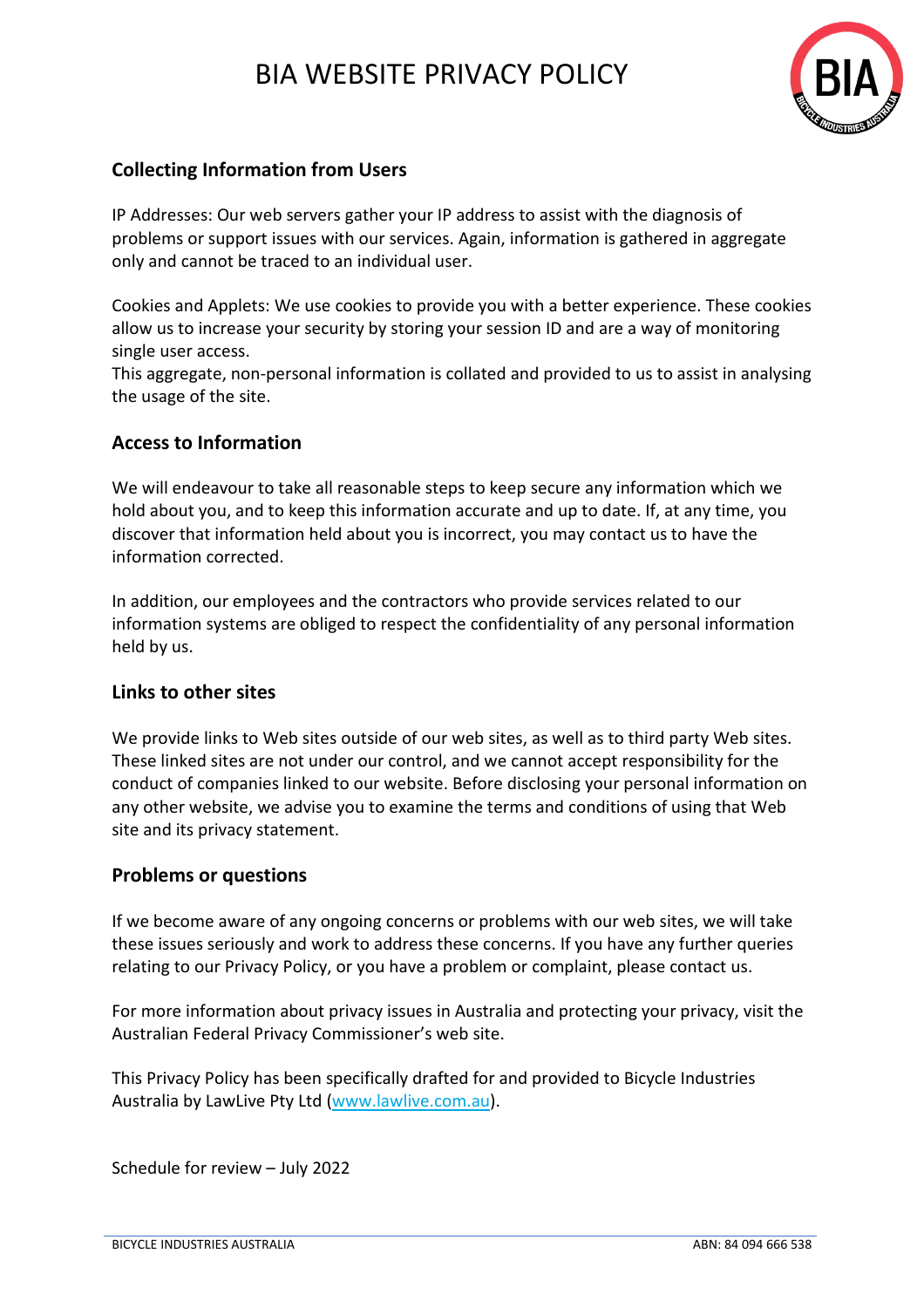# BIA WEBSITE PRIVACY POLICY

## Collecting Information from Users

IP Addresses: Our web servers gather your IP address to assist with the diagnosis of problems or support issues with our services. Again, information is gathered in aggregate only and cannot be traced to an individual user.

Cookies and Applets: We use cookies to provide you with a better experience. These cookies allow us to increase your security by storing your session ID and are a way of monitoring single user access.
This aggregate, non-personal information is collated and provided to us to assist in analysing the usage of the site.

## Access to Information

We will endeavour to take all reasonable steps to keep secure any information which we hold about you, and to keep this information accurate and up to date. If, at any time, you discover that information held about you is incorrect, you may contact us to have the information corrected.

In addition, our employees and the contractors who provide services related to our information systems are obliged to respect the confidentiality of any personal information held by us.

## Links to other sites

We provide links to Web sites outside of our web sites, as well as to third party Web sites. These linked sites are not under our control, and we cannot accept responsibility for the conduct of companies linked to our website. Before disclosing your personal information on any other website, we advise you to examine the terms and conditions of using that Web site and its privacy statement.

## Problems or questions

If we become aware of any ongoing concerns or problems with our web sites, we will take these issues seriously and work to address these concerns. If you have any further queries relating to our Privacy Policy, or you have a problem or complaint, please contact us.

For more information about privacy issues in Australia and protecting your privacy, visit the Australian Federal Privacy Commissioner's web site.

This Privacy Policy has been specifically drafted for and provided to Bicycle Industries Australia by LawLive Pty Ltd ([www.lawlive.com.au](www.lawlive.com.au)).

Schedule for review – July 2022